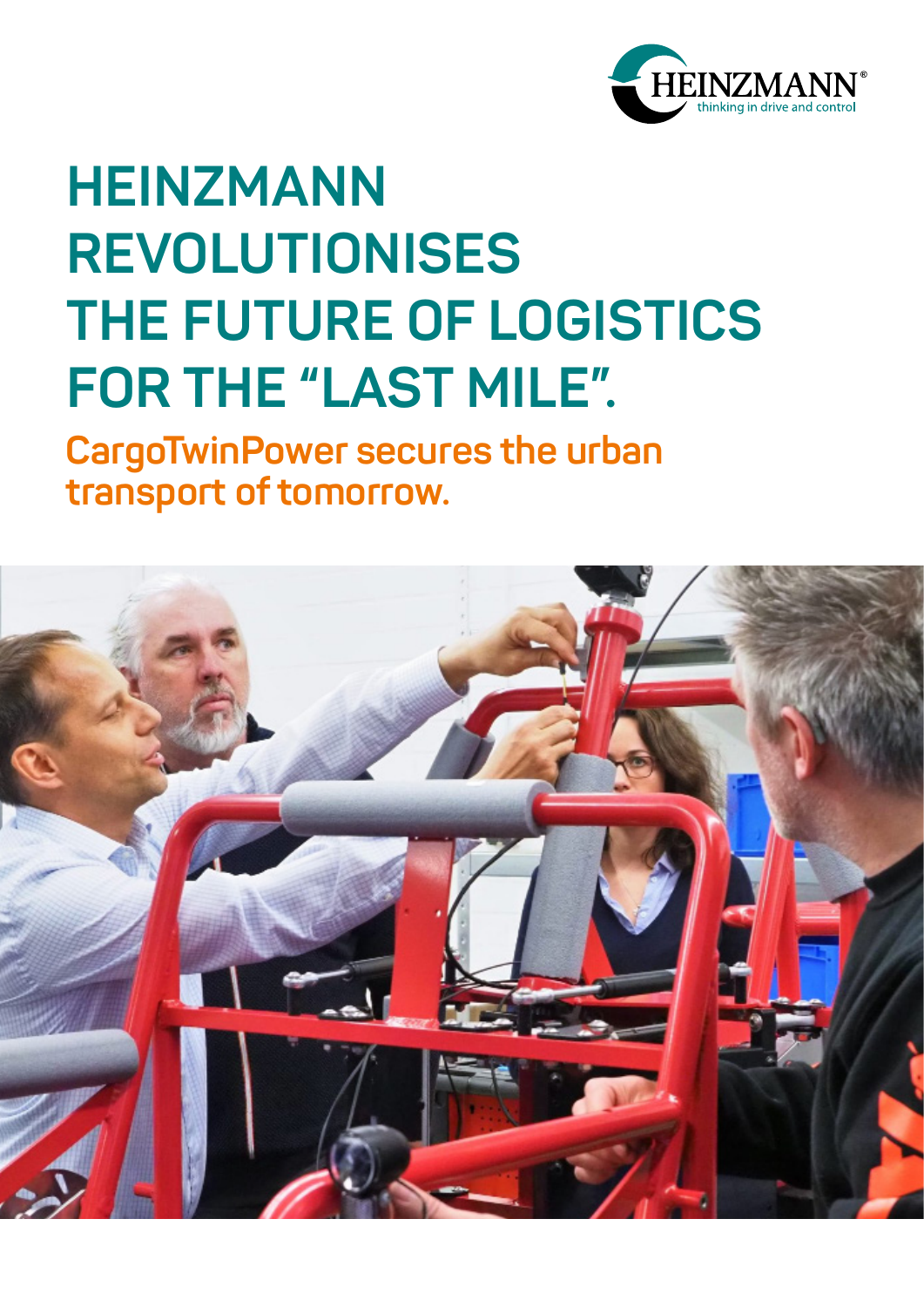# HEINZMANN REVOLUTIONISES THE FUTURE OF LOGISTICS FOR THE "LAST MILE".

## CargoTwinPower secures the urban transport of tomorrow.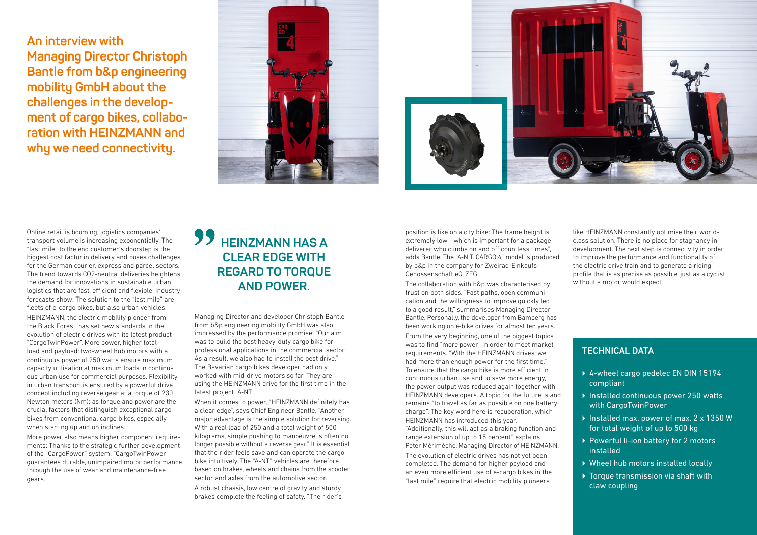## An interview with Managing Director Christoph Bantle from b&p engineering mobility GmbH about the challenges in the development of cargo bikes, collaboration with HEINZMANN and why we need connectivity.

Online retail is booming, logistics companies' transport volume is increasing exponentially. The "last mile" to the end customer's doorstep is the biggest cost factor in delivery and poses challenges for the German courier, express and parcel sectors. The trend towards CO2-neutral deliveries heightens the demand for innovations in sustainable urban logistics that are fast, efficient and flexible. Industry forecasts show: The solution to the "last mile" are fleets of e-cargo bikes, but also urban vehicles.

HEINZMANN, the electric mobility pioneer from the Black Forest, has set new standards in the evolution of electric drives with its latest product "CargoTwinPower". More power, higher total load and payload: two-wheel hub motors with a continuous power of 250 watts ensure maximum capacity utilisation at maximum loads in continuous urban use for commercial purposes. Flexibility in urban transport is ensured by a powerful drive concept including reverse gear at a torque of 230 Newton meters (Nm); as torque and power are the crucial factors that distinguish exceptional cargo bikes from conventional cargo bikes, especially when starting up and on inclines.

More power also means higher component requirements: Thanks to the strategic further development of the "CargoPower" system, "CargoTwinPower" guarantees durable, unimpaired motor performance through the use of wear and maintenance-free gears.

> **HEINZMANN HAS A CLEAR EDGE WITH REGARD TO TORQUE AND POWER.**

Managing Director and developer Christoph Bantle from b&p engineering mobility GmbH was also impressed by the performance promise: "Our aim was to build the best heavy-duty cargo bike for professional applications in the commercial sector. As a result, we also had to install the best drive." The Bavarian cargo bikes developer had only worked with mid-drive motors so far. They are using the HEINZMANN drive for the first time in the latest project "A-NT".

When it comes to power, "HEINZMANN definitely has a clear edge", says Chief Engineer Bantle. "Another major advantage is the simple solution for reversing. With a real load of 250 and a total weight of 500 kilograms, simple pushing to manoeuvre is often no longer possible without a reverse gear." It is essential that the rider feels save and can operate the cargo bike intuitively. The "A-NT" vehicles are therefore based on brakes, wheels and chains from the scooter sector and axles from the automotive sector.

A robust chassis, low centre of gravity and sturdy brakes complete the feeling of safety. "The rider's position is like on a city bike: The frame height is extremely low - which is important for a package deliverer who climbs on and off countless times", adds Bantle. The "A-N.T. CARGO:4" model is produced by b&p in the company for Zweirad-Einkaufs-Genossenschaft eG, ZEG.

The collaboration with b&p was characterised by trust on both sides. "Fast paths, open communication and the willingness to improve quickly led to a good result," summarises Managing Director Bantle. Personally, the developer from Bamberg has been working on e-bike drives for almost ten years.

From the very beginning, one of the biggest topics was to find "more power" in order to meet market requirements. "With the HEINZMANN drives, we had more than enough power for the first time." To ensure that the cargo bike is more efficient in continuous urban use and to save more energy, the power output was reduced again together with HEINZMANN developers. A topic for the future is and remains "to travel as far as possible on one battery charge". The key word here is recuperation, which HEINZMANN has introduced this year. "Additionally, this will act as a braking function and range extension of up to 15 percent", explains Peter Mérimèche, Managing Director of HEINZMANN.

The evolution of electric drives has not yet been completed. The demand for higher payload and an even more efficient use of e-cargo bikes in the "last mile" require that electric mobility pioneers like HEINZMANN constantly optimise their world-class solution. There is no place for stagnancy in development. The next step is connectivity in order to improve the performance and functionality of the electric drive train and to generate a riding profile that is as precise as possible, just as a cyclist without a motor would expect.

### TECHNICAL DATA

- 4-wheel cargo pedelec EN DIN 15194 compliant
- Installed continuous power 250 watts with CargoTwinPower
- Installed max. power of max. 2 x 1350 W for total weight of up to 500 kg
- Powerful li-ion battery for 2 motors installed
- Wheel hub motors installed locally
- Torque transmission via shaft with claw coupling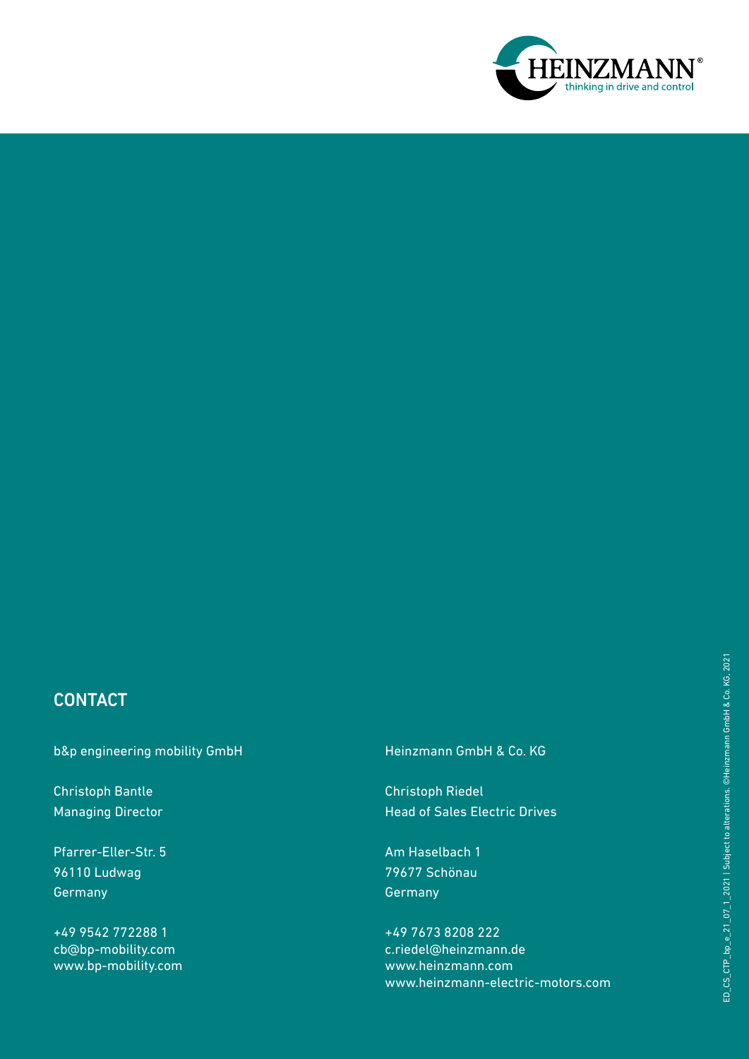## CONTACT

b&p engineering mobility GmbH

Christoph Bantle
Managing Director

Pfarrer-Eller-Str. 5
96110 Ludwag
Germany

+49 9542 772288 1
cb@bp-mobility.com
www.bp-mobility.com

Heinzmann GmbH & Co. KG

Christoph Riedel
Head of Sales Electric Drives

Am Haselbach 1
79677 Schönau
Germany

+49 7673 8208 222
c.riedel@heinzmann.de
www.heinzmann.com
www.heinzmann-electric-motors.com

ED_CS_CTP_bp_e_21_07_1_2021 | Subject to alterations. ©Heinzmann GmbH & Co. KG, 2021